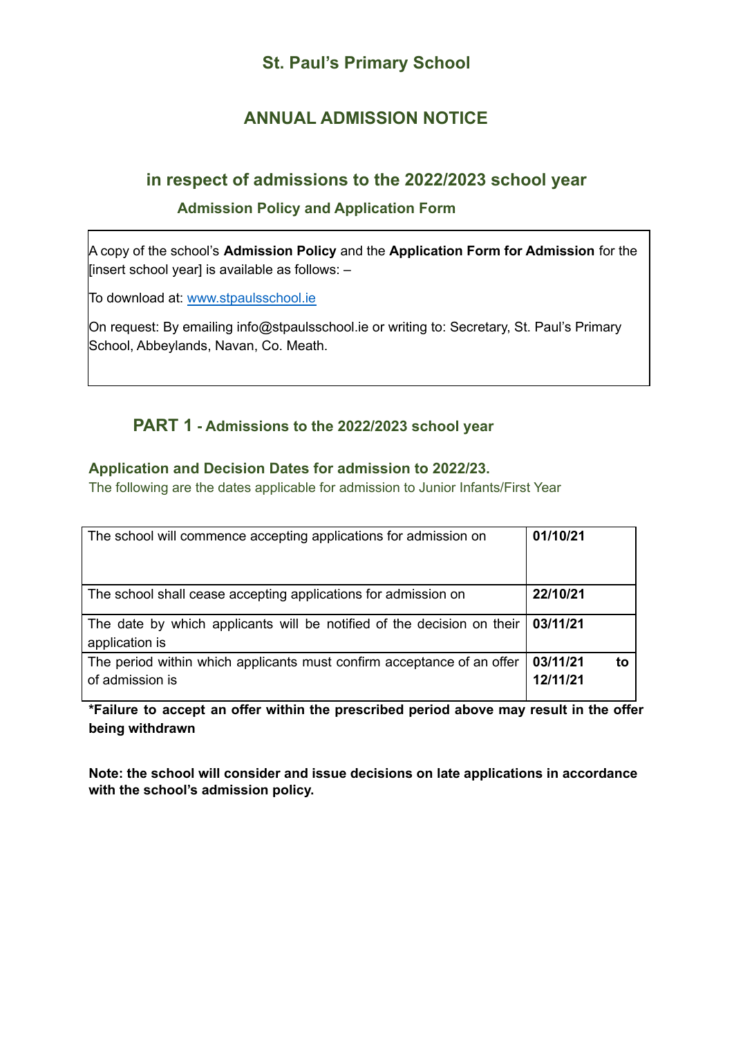# St. Paul's Primary School

## ANNUAL ADMISSION NOTICE

## in respect of admissions to the 2022/2023 school year

### Admission Policy and Application Form

A copy of the school's **Admission Policy** and the **Application Form for Admission** for the [insert school year] is available as follows: –

To download at: www.stpaulsschool.ie

On request: By emailing info@stpaulsschool.ie or writing to: Secretary, St. Paul's Primary School, Abbeylands, Navan, Co. Meath.

## PART 1 - Admissions to the 2022/2023 school year

### Application and Decision Dates for admission to 2022/23.

The following are the dates applicable for admission to Junior Infants/First Year

| | |
|---|---|
| The school will commence accepting applications for admission on | **01/10/21** |
| The school shall cease accepting applications for admission on | **22/10/21** |
| The date by which applicants will be notified of the decision on their application is | **03/11/21** |
| The period within which applicants must confirm acceptance of an offer of admission is | **03/11/21 to 12/11/21** |

***Failure to accept an offer within the prescribed period above may result in the offer being withdrawn**

**Note: the school will consider and issue decisions on late applications in accordance with the school's admission policy.**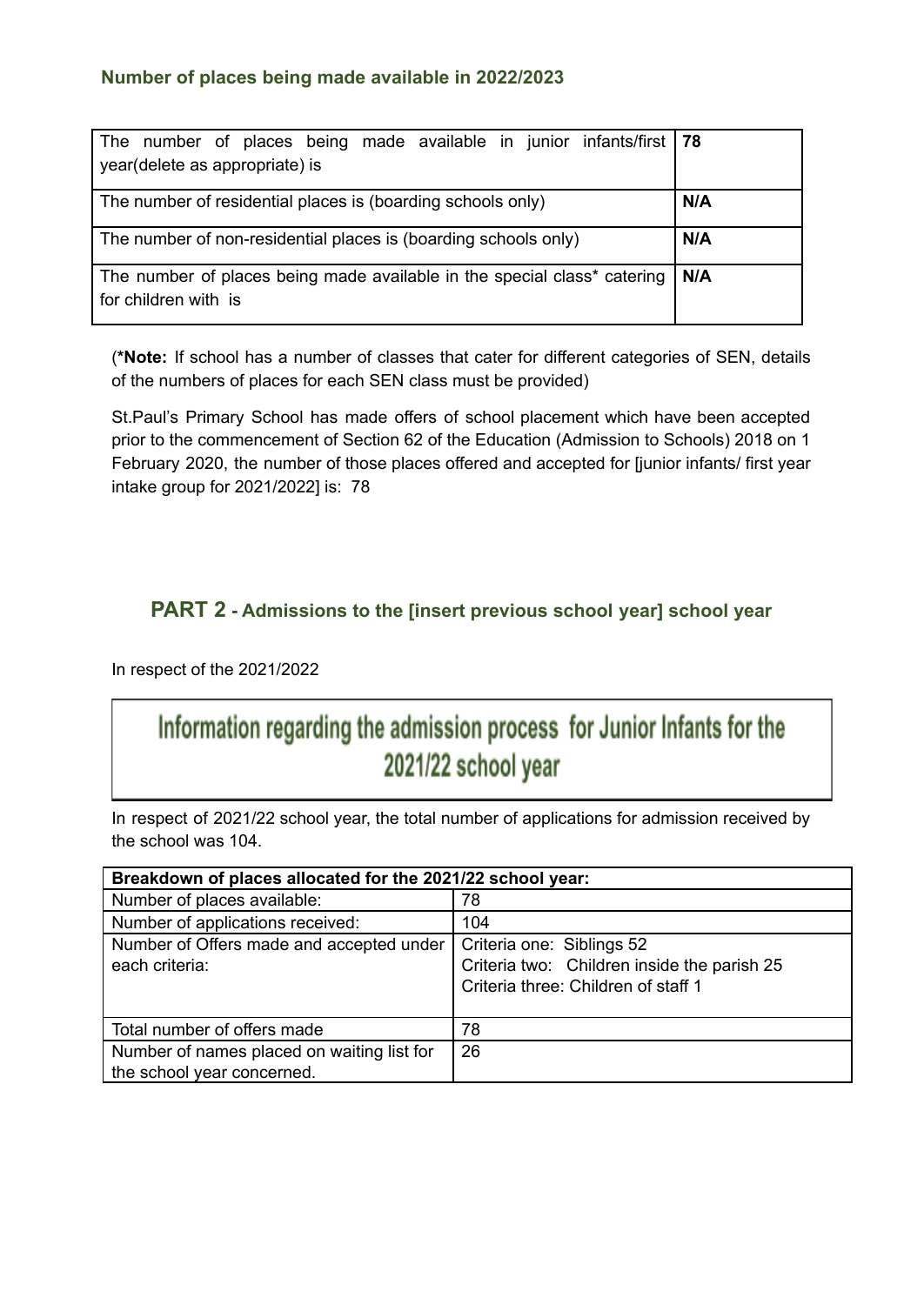### Number of places being made available in 2022/2023

| | |
|---|---|
| The number of places being made available in junior infants/first year(delete as appropriate) is | **78** |
| The number of residential places is (boarding schools only) | **N/A** |
| The number of non-residential places is (boarding schools only) | **N/A** |
| The number of places being made available in the special class* catering for children with is | **N/A** |

(***Note:** If school has a number of classes that cater for different categories of SEN, details of the numbers of places for each SEN class must be provided)

St.Paul's Primary School has made offers of school placement which have been accepted prior to the commencement of Section 62 of the Education (Admission to Schools) 2018 on 1 February 2020, the number of those places offered and accepted for [junior infants/ first year intake group for 2021/2022] is: 78

## PART 2 - Admissions to the [insert previous school year] school year

In respect of the 2021/2022

## Information regarding the admission process for Junior Infants for the 2021/22 school year

In respect of 2021/22 school year, the total number of applications for admission received by the school was 104.

| **Breakdown of places allocated for the 2021/22 school year:** | |
|---|---|
| Number of places available: | 78 |
| Number of applications received: | 104 |
| Number of Offers made and accepted under each criteria: | Criteria one: Siblings 52<br>Criteria two: Children inside the parish 25<br>Criteria three: Children of staff 1 |
| Total number of offers made | 78 |
| Number of names placed on waiting list for the school year concerned. | 26 |